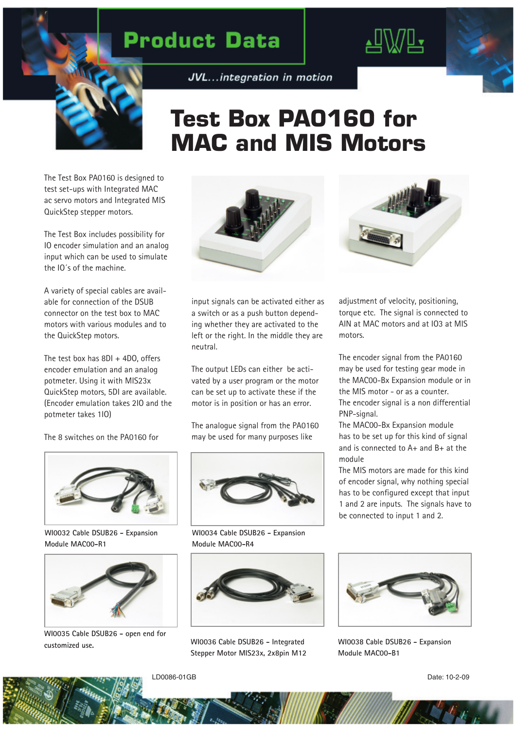# Product Data

*JVL...integration in motion*

# Test Box PA0160 for MAC and MIS Motors

The Test Box PA0160 is designed to test set-ups with Integrated MAC ac servo motors and Integrated MIS QuickStep stepper motors.

The Test Box includes possibility for IO encoder simulation and an analog input which can be used to simulate the IO´s of the machine.

A variety of special cables are available for connection of the DSUB connector on the test box to MAC motors with various modules and to the QuickStep motors.

The test box has 8DI + 4DO, offers encoder emulation and an analog potmeter. Using it with MIS23x QuickStep motors, 5DI are available. (Encoder emulation takes 2IO and the potmeter takes 1IO)

The 8 switches on the PA0160 for input signals can be activated either as a switch or as a push button depending whether they are activated to the left or the right. In the middle they are neutral.

The output LEDs can either be activated by a user program or the motor can be set up to activate these if the motor is in position or has an error.

The analogue signal from the PA0160 may be used for many purposes like adjustment of velocity, positioning, torque etc. The signal is connected to AIN at MAC motors and at IO3 at MIS motors.

The encoder signal from the PA0160 may be used for testing gear mode in the MAC00-Bx Expansion module or in the MIS motor - or as a counter.
The encoder signal is a non differential PNP-signal.
The MAC00-Bx Expansion module has to be set up for this kind of signal and is connected to A+ and B+ at the module
The MIS motors are made for this kind of encoder signal, why nothing special has to be configured except that input 1 and 2 are inputs. The signals have to be connected to input 1 and 2.

WI0032 Cable DSUB26 - Expansion Module MAC00-R1

WI0034 Cable DSUB26 - Expansion Module MAC00-R4

WI0035 Cable DSUB26 - open end for customized use.

WI0036 Cable DSUB26 - Integrated Stepper Motor MIS23x, 2x8pin M12

WI0038 Cable DSUB26 - Expansion Module MAC00-B1

LD0086-01GB

Date: 10-2-09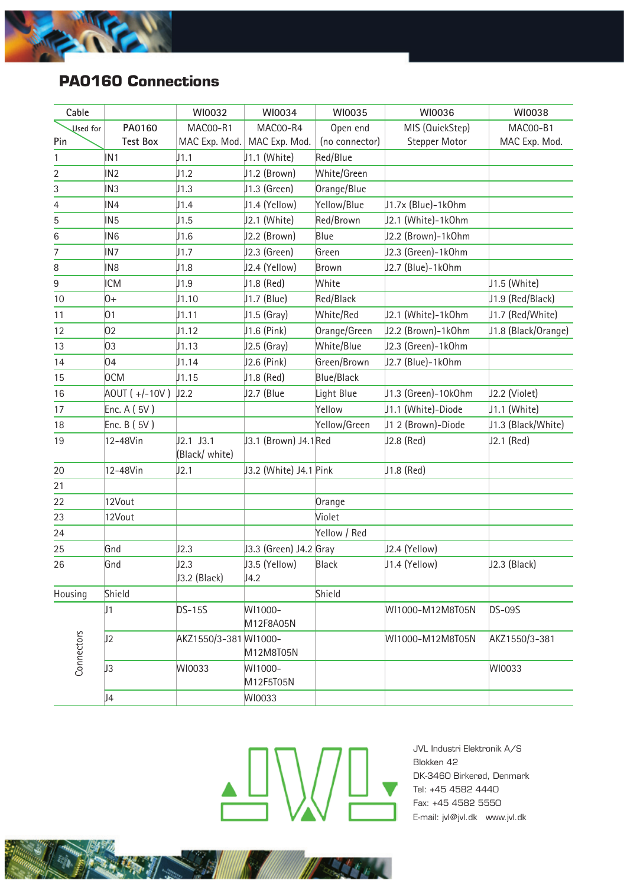## PA0160 Connections

| Cable | | WI0032 | WI0034 | WI0035 | WI0036 | WI0038 |
|---|---|---|---|---|---|---|
| Used for / Pin | PA0160 Test Box | MAC00-R1 MAC Exp. Mod. | MAC00-R4 MAC Exp. Mod. | Open end (no connector) | MIS (QuickStep) Stepper Motor | MAC00-B1 MAC Exp. Mod. |
| 1 | IN1 | J1.1 | J1.1 (White) | Red/Blue | | |
| 2 | IN2 | J1.2 | J1.2 (Brown) | White/Green | | |
| 3 | IN3 | J1.3 | J1.3 (Green) | Orange/Blue | | |
| 4 | IN4 | J1.4 | J1.4 (Yellow) | Yellow/Blue | J1.7x (Blue)-1kOhm | |
| 5 | IN5 | J1.5 | J2.1 (White) | Red/Brown | J2.1 (White)-1kOhm | |
| 6 | IN6 | J1.6 | J2.2 (Brown) | Blue | J2.2 (Brown)-1kOhm | |
| 7 | IN7 | J1.7 | J2.3 (Green) | Green | J2.3 (Green)-1kOhm | |
| 8 | IN8 | J1.8 | J2.4 (Yellow) | Brown | J2.7 (Blue)-1kOhm | |
| 9 | ICM | J1.9 | J1.8 (Red) | White | | J1.5 (White) |
| 10 | O+ | J1.10 | J1.7 (Blue) | Red/Black | | J1.9 (Red/Black) |
| 11 | O1 | J1.11 | J1.5 (Gray) | White/Red | J2.1 (White)-1kOhm | J1.7 (Red/White) |
| 12 | O2 | J1.12 | J1.6 (Pink) | Orange/Green | J2.2 (Brown)-1kOhm | J1.8 (Black/Orange) |
| 13 | O3 | J1.13 | J2.5 (Gray) | White/Blue | J2.3 (Green)-1kOhm | |
| 14 | O4 | J1.14 | J2.6 (Pink) | Green/Brown | J2.7 (Blue)-1kOhm | |
| 15 | OCM | J1.15 | J1.8 (Red) | Blue/Black | | |
| 16 | AOUT ( +/-10V ) | J2.2 | J2.7 (Blue | Light Blue | J1.3 (Green)-10kOhm | J2.2 (Violet) |
| 17 | Enc. A ( 5V ) | | | Yellow | J1.1 (White)-Diode | J1.1 (White) |
| 18 | Enc. B ( 5V ) | | | Yellow/Green | J1 2 (Brown)-Diode | J1.3 (Black/White) |
| 19 | 12-48Vin | J2.1 J3.1 (Black/ white) | J3.1 (Brown) J4.1 | Red | J2.8 (Red) | J2.1 (Red) |
| 20 | 12-48Vin | J2.1 | J3.2 (White) J4.1 | Pink | J1.8 (Red) | |
| 21 | | | | | | |
| 22 | 12Vout | | | Orange | | |
| 23 | 12Vout | | | Violet | | |
| 24 | | | | Yellow / Red | | |
| 25 | Gnd | J2.3 | J3.3 (Green) J4.2 | Gray | J2.4 (Yellow) | |
| 26 | Gnd | J2.3 J3.2 (Black) | J3.5 (Yellow) J4.2 | Black | J1.4 (Yellow) | J2.3 (Black) |
| Housing | Shield | | | Shield | | |
| Connectors | J1 | DS-15S | WI1000-M12F8A05N | | WI1000-M12M8T05N | DS-09S |
| | J2 | AKZ1550/3-381 | WI1000-M12M8T05N | | WI1000-M12M8T05N | AKZ1550/3-381 |
| | J3 | WI0033 | WI1000-M12F5T05N | | | WI0033 |
| | J4 | | WI0033 | | | |

JVL Industri Elektronik A/S
Blokken 42
DK-3460 Birkerød, Denmark
Tel: +45 4582 4440
Fax: +45 4582 5550
E-mail: jvl@jvl.dk www.jvl.dk